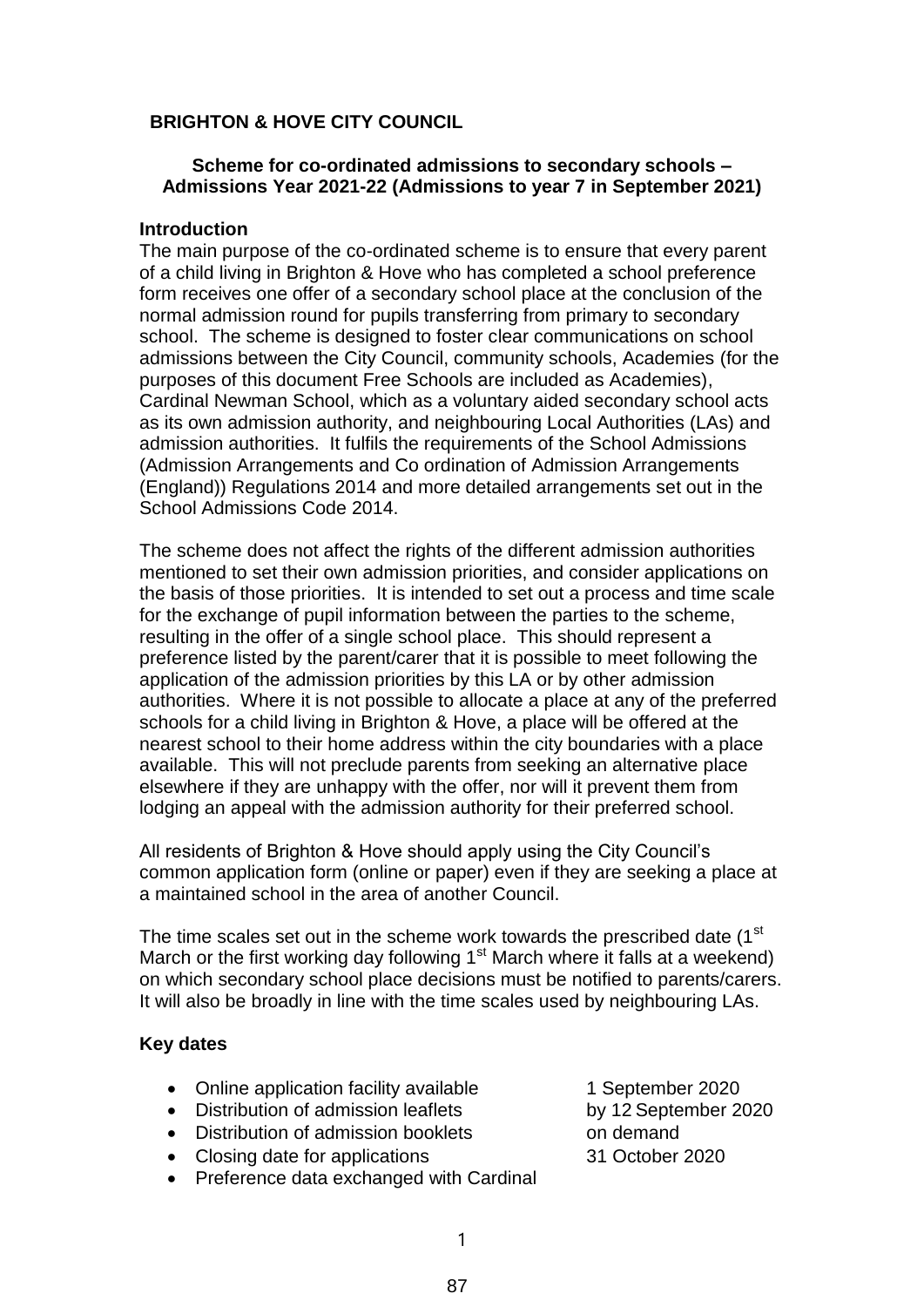# BRIGHTON & HOVE CITY COUNCIL

## Scheme for co-ordinated admissions to secondary schools – Admissions Year 2021-22 (Admissions to year 7 in September 2021)

### Introduction

The main purpose of the co-ordinated scheme is to ensure that every parent of a child living in Brighton & Hove who has completed a school preference form receives one offer of a secondary school place at the conclusion of the normal admission round for pupils transferring from primary to secondary school. The scheme is designed to foster clear communications on school admissions between the City Council, community schools, Academies (for the purposes of this document Free Schools are included as Academies), Cardinal Newman School, which as a voluntary aided secondary school acts as its own admission authority, and neighbouring Local Authorities (LAs) and admission authorities. It fulfils the requirements of the School Admissions (Admission Arrangements and Co ordination of Admission Arrangements (England)) Regulations 2014 and more detailed arrangements set out in the School Admissions Code 2014.

The scheme does not affect the rights of the different admission authorities mentioned to set their own admission priorities, and consider applications on the basis of those priorities. It is intended to set out a process and time scale for the exchange of pupil information between the parties to the scheme, resulting in the offer of a single school place. This should represent a preference listed by the parent/carer that it is possible to meet following the application of the admission priorities by this LA or by other admission authorities. Where it is not possible to allocate a place at any of the preferred schools for a child living in Brighton & Hove, a place will be offered at the nearest school to their home address within the city boundaries with a place available. This will not preclude parents from seeking an alternative place elsewhere if they are unhappy with the offer, nor will it prevent them from lodging an appeal with the admission authority for their preferred school.

All residents of Brighton & Hove should apply using the City Council's common application form (online or paper) even if they are seeking a place at a maintained school in the area of another Council.

The time scales set out in the scheme work towards the prescribed date (1st March or the first working day following 1st March where it falls at a weekend) on which secondary school place decisions must be notified to parents/carers. It will also be broadly in line with the time scales used by neighbouring LAs.

### Key dates

- Online application facility available — 1 September 2020
- Distribution of admission leaflets — by 12 September 2020
- Distribution of admission booklets — on demand
- Closing date for applications — 31 October 2020
- Preference data exchanged with Cardinal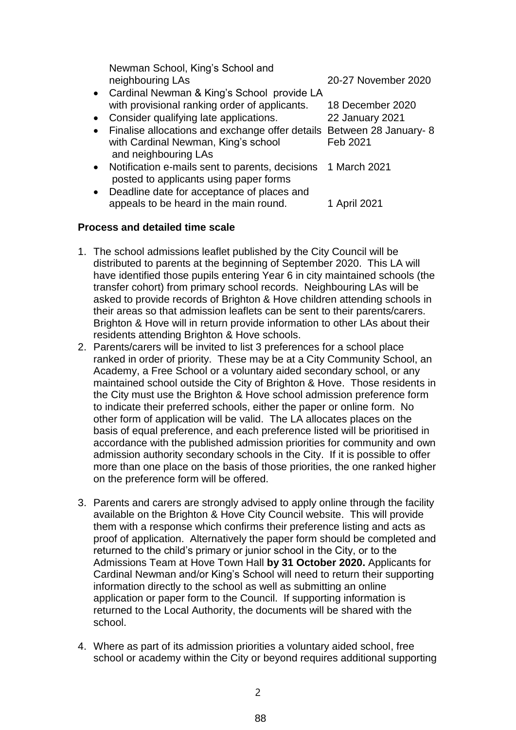| | |
|---|---|
| Newman School, King's School and neighbouring LAs | 20-27 November 2020 |
| • Cardinal Newman & King's School provide LA with provisional ranking order of applicants. | 18 December 2020 |
| • Consider qualifying late applications. | 22 January 2021 |
| • Finalise allocations and exchange offer details with Cardinal Newman, King's school and neighbouring LAs | Between 28 January- 8 Feb 2021 |
| • Notification e-mails sent to parents, decisions posted to applicants using paper forms | 1 March 2021 |
| • Deadline date for acceptance of places and appeals to be heard in the main round. | 1 April 2021 |

**Process and detailed time scale**

1. The school admissions leaflet published by the City Council will be distributed to parents at the beginning of September 2020. This LA will have identified those pupils entering Year 6 in city maintained schools (the transfer cohort) from primary school records. Neighbouring LAs will be asked to provide records of Brighton & Hove children attending schools in their areas so that admission leaflets can be sent to their parents/carers. Brighton & Hove will in return provide information to other LAs about their residents attending Brighton & Hove schools.
2. Parents/carers will be invited to list 3 preferences for a school place ranked in order of priority. These may be at a City Community School, an Academy, a Free School or a voluntary aided secondary school, or any maintained school outside the City of Brighton & Hove. Those residents in the City must use the Brighton & Hove school admission preference form to indicate their preferred schools, either the paper or online form. No other form of application will be valid. The LA allocates places on the basis of equal preference, and each preference listed will be prioritised in accordance with the published admission priorities for community and own admission authority secondary schools in the City. If it is possible to offer more than one place on the basis of those priorities, the one ranked higher on the preference form will be offered.
3. Parents and carers are strongly advised to apply online through the facility available on the Brighton & Hove City Council website. This will provide them with a response which confirms their preference listing and acts as proof of application. Alternatively the paper form should be completed and returned to the child's primary or junior school in the City, or to the Admissions Team at Hove Town Hall **by 31 October 2020.** Applicants for Cardinal Newman and/or King's School will need to return their supporting information directly to the school as well as submitting an online application or paper form to the Council. If supporting information is returned to the Local Authority, the documents will be shared with the school.
4. Where as part of its admission priorities a voluntary aided school, free school or academy within the City or beyond requires additional supporting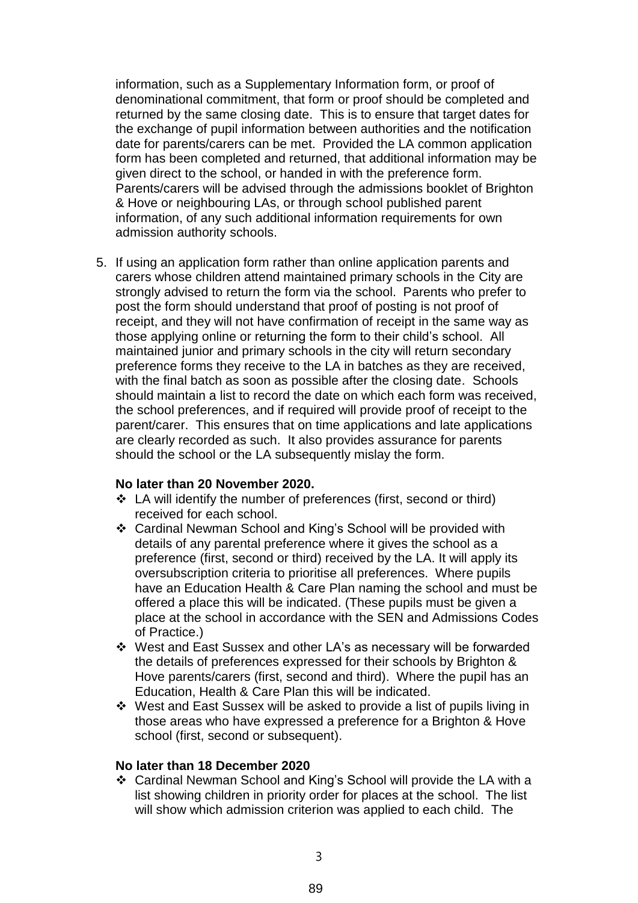information, such as a Supplementary Information form, or proof of denominational commitment, that form or proof should be completed and returned by the same closing date. This is to ensure that target dates for the exchange of pupil information between authorities and the notification date for parents/carers can be met. Provided the LA common application form has been completed and returned, that additional information may be given direct to the school, or handed in with the preference form. Parents/carers will be advised through the admissions booklet of Brighton & Hove or neighbouring LAs, or through school published parent information, of any such additional information requirements for own admission authority schools.

5. If using an application form rather than online application parents and carers whose children attend maintained primary schools in the City are strongly advised to return the form via the school. Parents who prefer to post the form should understand that proof of posting is not proof of receipt, and they will not have confirmation of receipt in the same way as those applying online or returning the form to their child's school. All maintained junior and primary schools in the city will return secondary preference forms they receive to the LA in batches as they are received, with the final batch as soon as possible after the closing date. Schools should maintain a list to record the date on which each form was received, the school preferences, and if required will provide proof of receipt to the parent/carer. This ensures that on time applications and late applications are clearly recorded as such. It also provides assurance for parents should the school or the LA subsequently mislay the form.

**No later than 20 November 2020.**

- LA will identify the number of preferences (first, second or third) received for each school.
- Cardinal Newman School and King's School will be provided with details of any parental preference where it gives the school as a preference (first, second or third) received by the LA. It will apply its oversubscription criteria to prioritise all preferences. Where pupils have an Education Health & Care Plan naming the school and must be offered a place this will be indicated. (These pupils must be given a place at the school in accordance with the SEN and Admissions Codes of Practice.)
- West and East Sussex and other LA's as necessary will be forwarded the details of preferences expressed for their schools by Brighton & Hove parents/carers (first, second and third). Where the pupil has an Education, Health & Care Plan this will be indicated.
- West and East Sussex will be asked to provide a list of pupils living in those areas who have expressed a preference for a Brighton & Hove school (first, second or subsequent).

**No later than 18 December 2020**

- Cardinal Newman School and King's School will provide the LA with a list showing children in priority order for places at the school. The list will show which admission criterion was applied to each child. The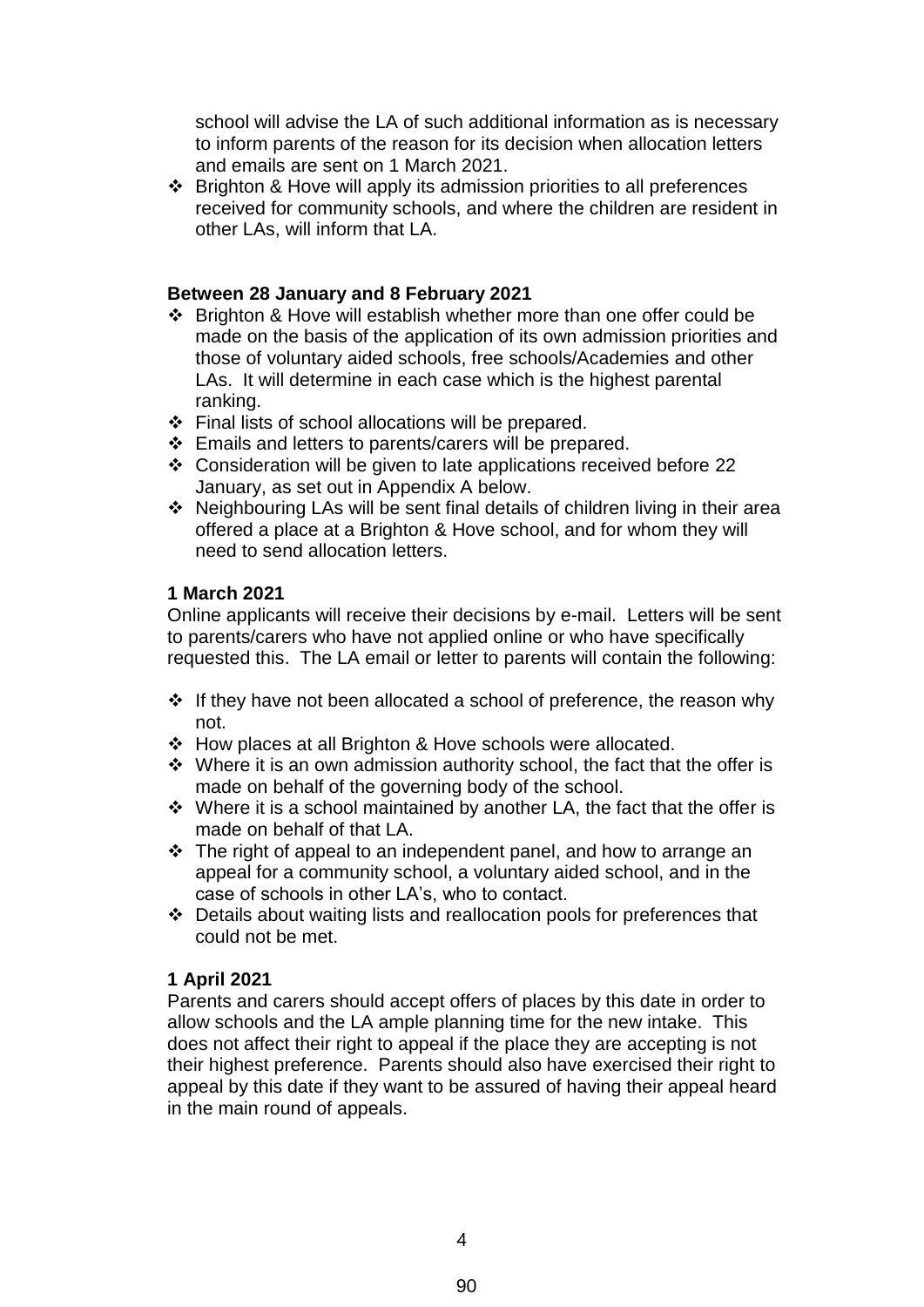school will advise the LA of such additional information as is necessary to inform parents of the reason for its decision when allocation letters and emails are sent on 1 March 2021.

- Brighton & Hove will apply its admission priorities to all preferences received for community schools, and where the children are resident in other LAs, will inform that LA.

**Between 28 January and 8 February 2021**

- Brighton & Hove will establish whether more than one offer could be made on the basis of the application of its own admission priorities and those of voluntary aided schools, free schools/Academies and other LAs. It will determine in each case which is the highest parental ranking.
- Final lists of school allocations will be prepared.
- Emails and letters to parents/carers will be prepared.
- Consideration will be given to late applications received before 22 January, as set out in Appendix A below.
- Neighbouring LAs will be sent final details of children living in their area offered a place at a Brighton & Hove school, and for whom they will need to send allocation letters.

**1 March 2021**

Online applicants will receive their decisions by e-mail. Letters will be sent to parents/carers who have not applied online or who have specifically requested this. The LA email or letter to parents will contain the following:

- If they have not been allocated a school of preference, the reason why not.
- How places at all Brighton & Hove schools were allocated.
- Where it is an own admission authority school, the fact that the offer is made on behalf of the governing body of the school.
- Where it is a school maintained by another LA, the fact that the offer is made on behalf of that LA.
- The right of appeal to an independent panel, and how to arrange an appeal for a community school, a voluntary aided school, and in the case of schools in other LA's, who to contact.
- Details about waiting lists and reallocation pools for preferences that could not be met.

**1 April 2021**

Parents and carers should accept offers of places by this date in order to allow schools and the LA ample planning time for the new intake. This does not affect their right to appeal if the place they are accepting is not their highest preference. Parents should also have exercised their right to appeal by this date if they want to be assured of having their appeal heard in the main round of appeals.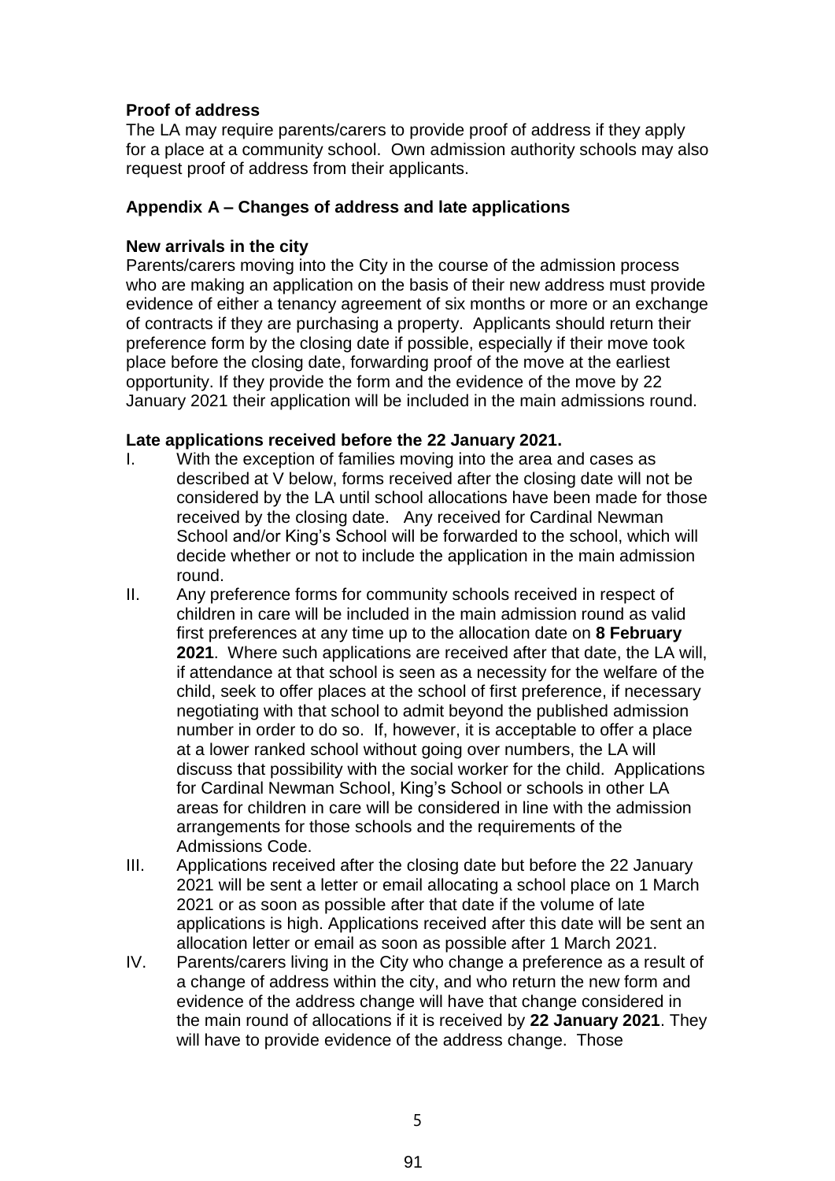**Proof of address**

The LA may require parents/carers to provide proof of address if they apply for a place at a community school. Own admission authority schools may also request proof of address from their applicants.

**Appendix A – Changes of address and late applications**

**New arrivals in the city**

Parents/carers moving into the City in the course of the admission process who are making an application on the basis of their new address must provide evidence of either a tenancy agreement of six months or more or an exchange of contracts if they are purchasing a property. Applicants should return their preference form by the closing date if possible, especially if their move took place before the closing date, forwarding proof of the move at the earliest opportunity. If they provide the form and the evidence of the move by 22 January 2021 their application will be included in the main admissions round.

**Late applications received before the 22 January 2021.**

I. With the exception of families moving into the area and cases as described at V below, forms received after the closing date will not be considered by the LA until school allocations have been made for those received by the closing date. Any received for Cardinal Newman School and/or King's School will be forwarded to the school, which will decide whether or not to include the application in the main admission round.

II. Any preference forms for community schools received in respect of children in care will be included in the main admission round as valid first preferences at any time up to the allocation date on **8 February 2021**. Where such applications are received after that date, the LA will, if attendance at that school is seen as a necessity for the welfare of the child, seek to offer places at the school of first preference, if necessary negotiating with that school to admit beyond the published admission number in order to do so. If, however, it is acceptable to offer a place at a lower ranked school without going over numbers, the LA will discuss that possibility with the social worker for the child. Applications for Cardinal Newman School, King's School or schools in other LA areas for children in care will be considered in line with the admission arrangements for those schools and the requirements of the Admissions Code.

III. Applications received after the closing date but before the 22 January 2021 will be sent a letter or email allocating a school place on 1 March 2021 or as soon as possible after that date if the volume of late applications is high. Applications received after this date will be sent an allocation letter or email as soon as possible after 1 March 2021.

IV. Parents/carers living in the City who change a preference as a result of a change of address within the city, and who return the new form and evidence of the address change will have that change considered in the main round of allocations if it is received by **22 January 2021**. They will have to provide evidence of the address change. Those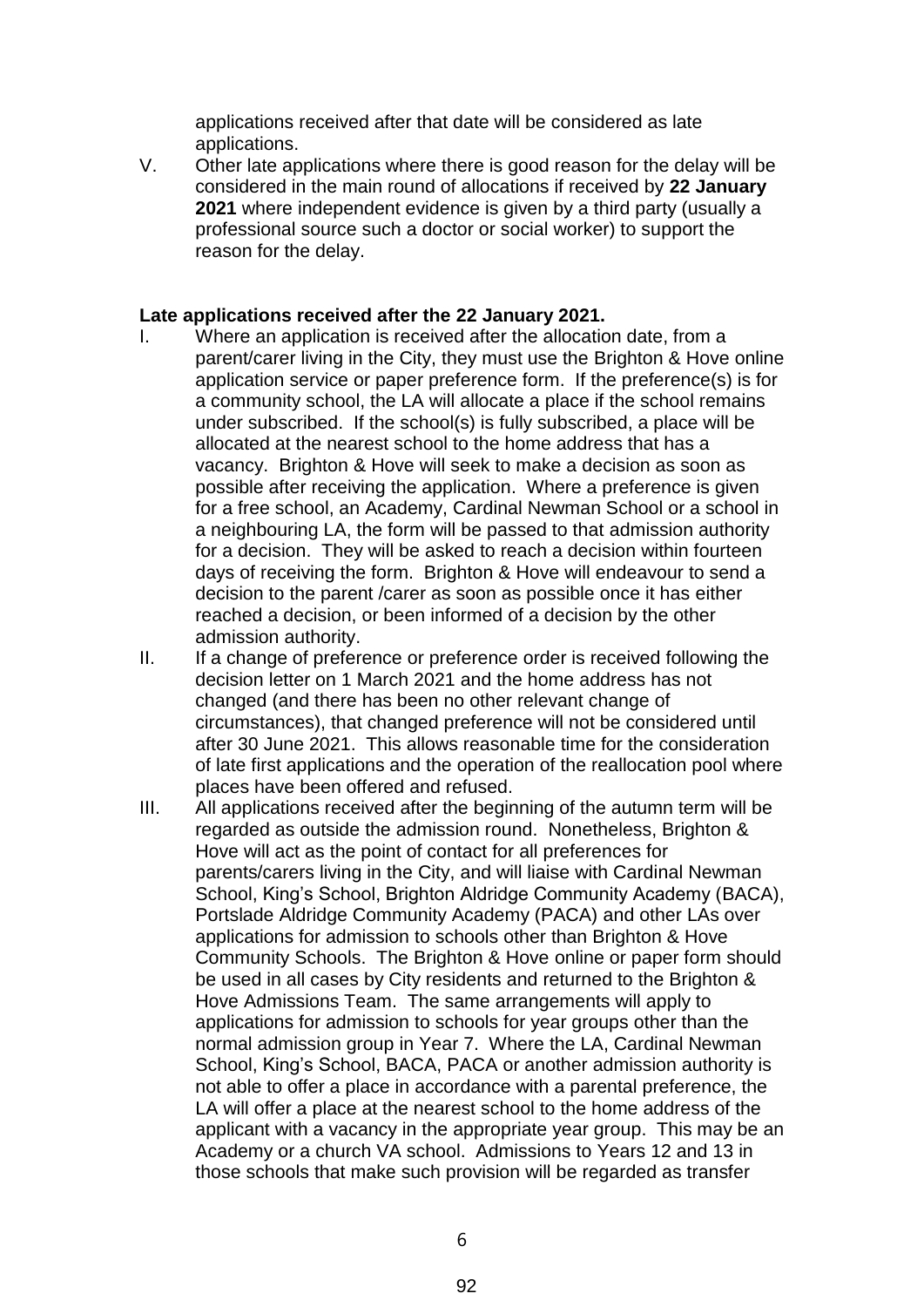applications received after that date will be considered as late applications.

V. Other late applications where there is good reason for the delay will be considered in the main round of allocations if received by **22 January 2021** where independent evidence is given by a third party (usually a professional source such a doctor or social worker) to support the reason for the delay.

**Late applications received after the 22 January 2021.**

I. Where an application is received after the allocation date, from a parent/carer living in the City, they must use the Brighton & Hove online application service or paper preference form. If the preference(s) is for a community school, the LA will allocate a place if the school remains under subscribed. If the school(s) is fully subscribed, a place will be allocated at the nearest school to the home address that has a vacancy. Brighton & Hove will seek to make a decision as soon as possible after receiving the application. Where a preference is given for a free school, an Academy, Cardinal Newman School or a school in a neighbouring LA, the form will be passed to that admission authority for a decision. They will be asked to reach a decision within fourteen days of receiving the form. Brighton & Hove will endeavour to send a decision to the parent /carer as soon as possible once it has either reached a decision, or been informed of a decision by the other admission authority.

II. If a change of preference or preference order is received following the decision letter on 1 March 2021 and the home address has not changed (and there has been no other relevant change of circumstances), that changed preference will not be considered until after 30 June 2021. This allows reasonable time for the consideration of late first applications and the operation of the reallocation pool where places have been offered and refused.

III. All applications received after the beginning of the autumn term will be regarded as outside the admission round. Nonetheless, Brighton & Hove will act as the point of contact for all preferences for parents/carers living in the City, and will liaise with Cardinal Newman School, King's School, Brighton Aldridge Community Academy (BACA), Portslade Aldridge Community Academy (PACA) and other LAs over applications for admission to schools other than Brighton & Hove Community Schools. The Brighton & Hove online or paper form should be used in all cases by City residents and returned to the Brighton & Hove Admissions Team. The same arrangements will apply to applications for admission to schools for year groups other than the normal admission group in Year 7. Where the LA, Cardinal Newman School, King's School, BACA, PACA or another admission authority is not able to offer a place in accordance with a parental preference, the LA will offer a place at the nearest school to the home address of the applicant with a vacancy in the appropriate year group. This may be an Academy or a church VA school. Admissions to Years 12 and 13 in those schools that make such provision will be regarded as transfer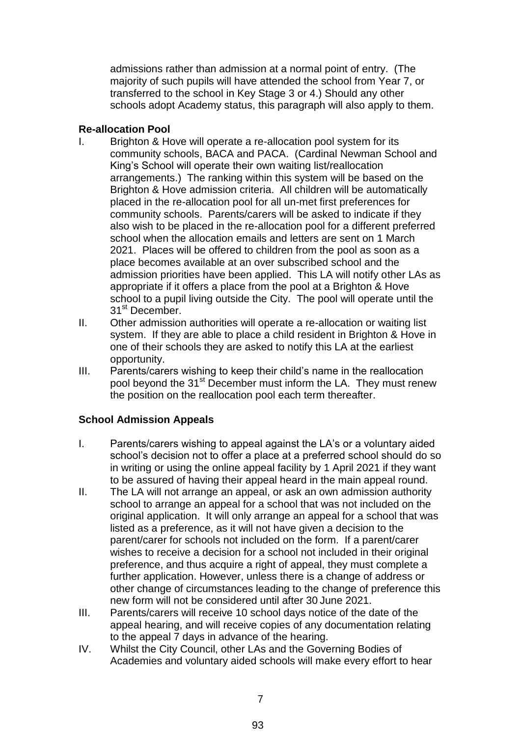admissions rather than admission at a normal point of entry. (The majority of such pupils will have attended the school from Year 7, or transferred to the school in Key Stage 3 or 4.) Should any other schools adopt Academy status, this paragraph will also apply to them.

**Re-allocation Pool**

I. Brighton & Hove will operate a re-allocation pool system for its community schools, BACA and PACA. (Cardinal Newman School and King's School will operate their own waiting list/reallocation arrangements.) The ranking within this system will be based on the Brighton & Hove admission criteria. All children will be automatically placed in the re-allocation pool for all un-met first preferences for community schools. Parents/carers will be asked to indicate if they also wish to be placed in the re-allocation pool for a different preferred school when the allocation emails and letters are sent on 1 March 2021. Places will be offered to children from the pool as soon as a place becomes available at an over subscribed school and the admission priorities have been applied. This LA will notify other LAs as appropriate if it offers a place from the pool at a Brighton & Hove school to a pupil living outside the City. The pool will operate until the 31st December.

II. Other admission authorities will operate a re-allocation or waiting list system. If they are able to place a child resident in Brighton & Hove in one of their schools they are asked to notify this LA at the earliest opportunity.

III. Parents/carers wishing to keep their child's name in the reallocation pool beyond the 31st December must inform the LA. They must renew the position on the reallocation pool each term thereafter.

**School Admission Appeals**

I. Parents/carers wishing to appeal against the LA's or a voluntary aided school's decision not to offer a place at a preferred school should do so in writing or using the online appeal facility by 1 April 2021 if they want to be assured of having their appeal heard in the main appeal round.

II. The LA will not arrange an appeal, or ask an own admission authority school to arrange an appeal for a school that was not included on the original application. It will only arrange an appeal for a school that was listed as a preference, as it will not have given a decision to the parent/carer for schools not included on the form. If a parent/carer wishes to receive a decision for a school not included in their original preference, and thus acquire a right of appeal, they must complete a further application. However, unless there is a change of address or other change of circumstances leading to the change of preference this new form will not be considered until after 30 June 2021.

III. Parents/carers will receive 10 school days notice of the date of the appeal hearing, and will receive copies of any documentation relating to the appeal 7 days in advance of the hearing.

IV. Whilst the City Council, other LAs and the Governing Bodies of Academies and voluntary aided schools will make every effort to hear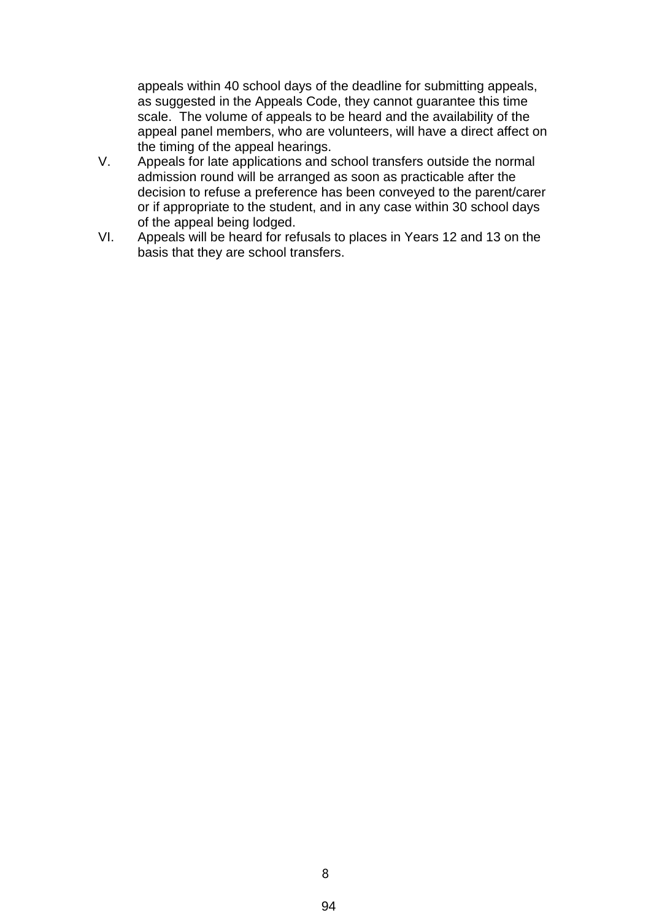appeals within 40 school days of the deadline for submitting appeals, as suggested in the Appeals Code, they cannot guarantee this time scale. The volume of appeals to be heard and the availability of the appeal panel members, who are volunteers, will have a direct affect on the timing of the appeal hearings.

V. Appeals for late applications and school transfers outside the normal admission round will be arranged as soon as practicable after the decision to refuse a preference has been conveyed to the parent/carer or if appropriate to the student, and in any case within 30 school days of the appeal being lodged.

VI. Appeals will be heard for refusals to places in Years 12 and 13 on the basis that they are school transfers.